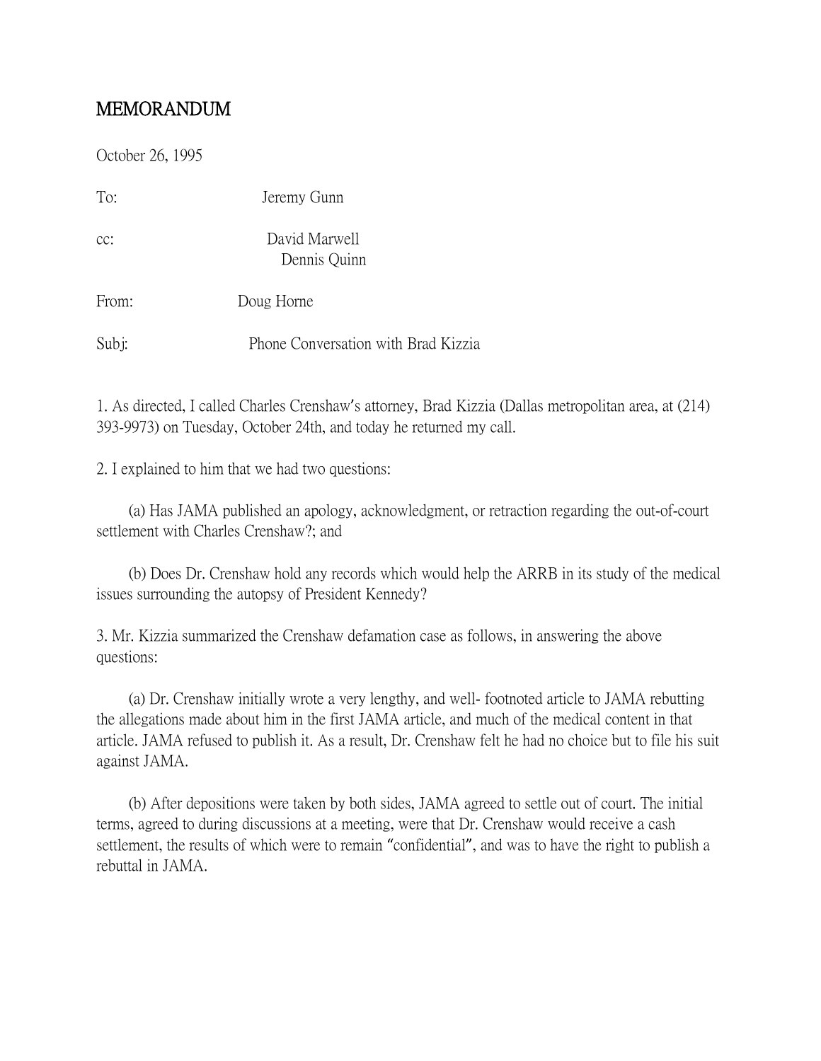# MEMORANDUM

October 26, 1995

To: Jeremy Gunn

cc: David Marwell
Dennis Quinn

From: Doug Horne

Subj: Phone Conversation with Brad Kizzia

1. As directed, I called Charles Crenshaw's attorney, Brad Kizzia (Dallas metropolitan area, at (214) 393-9973) on Tuesday, October 24th, and today he returned my call.

2. I explained to him that we had two questions:

(a) Has JAMA published an apology, acknowledgment, or retraction regarding the out-of-court settlement with Charles Crenshaw?; and

(b) Does Dr. Crenshaw hold any records which would help the ARRB in its study of the medical issues surrounding the autopsy of President Kennedy?

3. Mr. Kizzia summarized the Crenshaw defamation case as follows, in answering the above questions:

(a) Dr. Crenshaw initially wrote a very lengthy, and well- footnoted article to JAMA rebutting the allegations made about him in the first JAMA article, and much of the medical content in that article. JAMA refused to publish it. As a result, Dr. Crenshaw felt he had no choice but to file his suit against JAMA.

(b) After depositions were taken by both sides, JAMA agreed to settle out of court. The initial terms, agreed to during discussions at a meeting, were that Dr. Crenshaw would receive a cash settlement, the results of which were to remain "confidential", and was to have the right to publish a rebuttal in JAMA.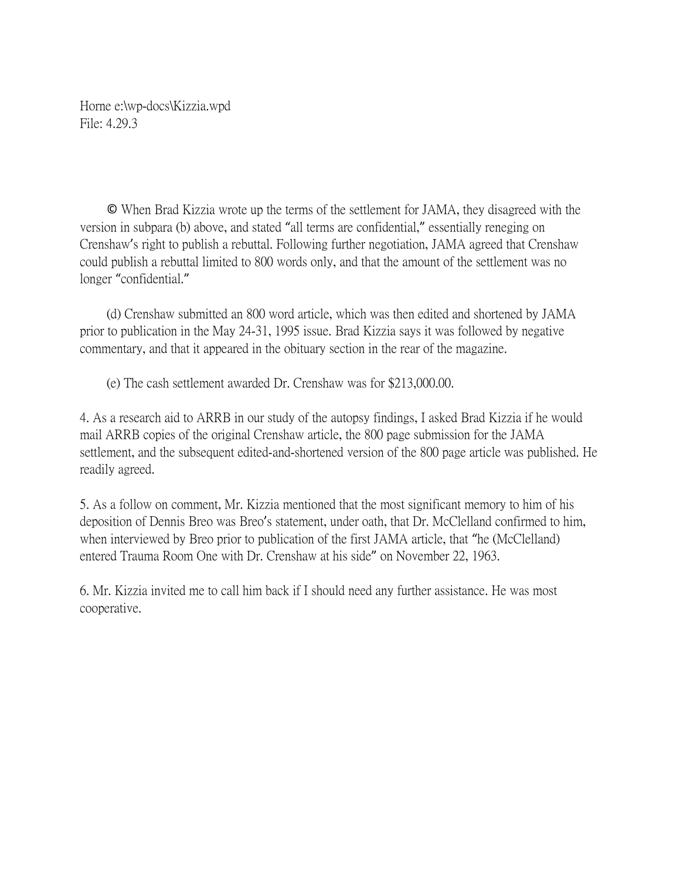Horne e:\wp-docs\Kizzia.wpd
File: 4.29.3

© When Brad Kizzia wrote up the terms of the settlement for JAMA, they disagreed with the version in subpara (b) above, and stated "all terms are confidential," essentially reneging on Crenshaw's right to publish a rebuttal. Following further negotiation, JAMA agreed that Crenshaw could publish a rebuttal limited to 800 words only, and that the amount of the settlement was no longer "confidential."

(d) Crenshaw submitted an 800 word article, which was then edited and shortened by JAMA prior to publication in the May 24-31, 1995 issue. Brad Kizzia says it was followed by negative commentary, and that it appeared in the obituary section in the rear of the magazine.

(e) The cash settlement awarded Dr. Crenshaw was for $213,000.00.

4. As a research aid to ARRB in our study of the autopsy findings, I asked Brad Kizzia if he would mail ARRB copies of the original Crenshaw article, the 800 page submission for the JAMA settlement, and the subsequent edited-and-shortened version of the 800 page article was published. He readily agreed.

5. As a follow on comment, Mr. Kizzia mentioned that the most significant memory to him of his deposition of Dennis Breo was Breo's statement, under oath, that Dr. McClelland confirmed to him, when interviewed by Breo prior to publication of the first JAMA article, that "he (McClelland) entered Trauma Room One with Dr. Crenshaw at his side" on November 22, 1963.

6. Mr. Kizzia invited me to call him back if I should need any further assistance. He was most cooperative.